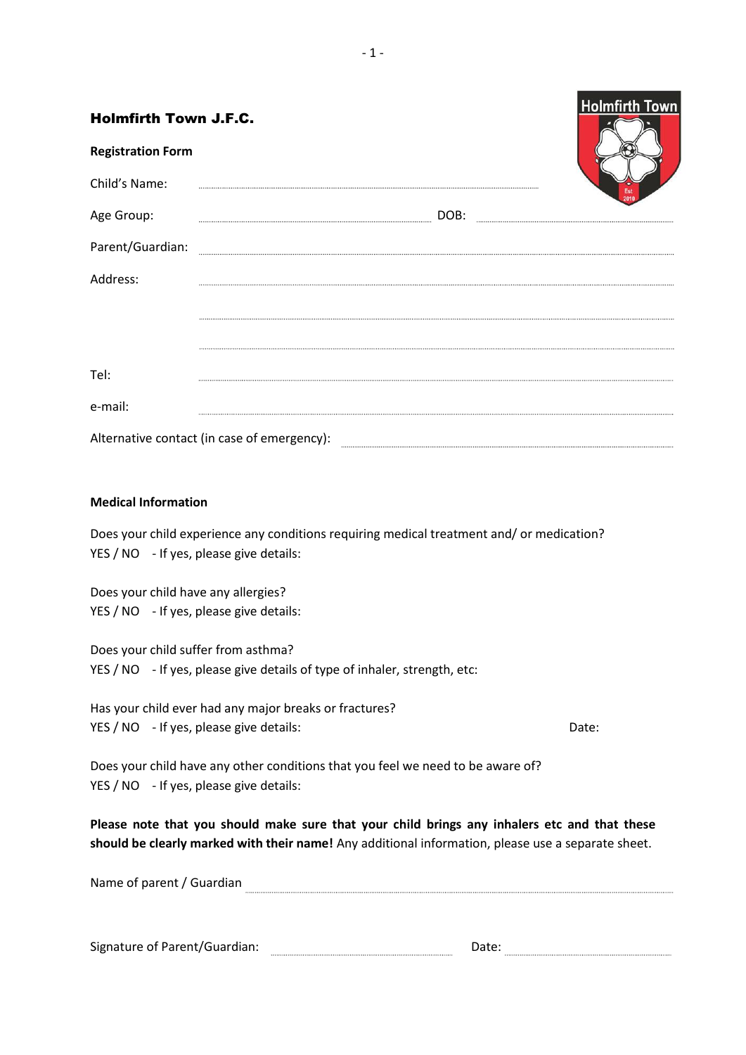# Holmfirth Town J.F.C.

**Registration Form**

Child's Name: ..............................................................

Age Group: .............................................. DOB: ..............................................

Parent/Guardian: ..............................................................

Address: ..............................................................

..............................................................

..............................................................

Tel: ..............................................................

e-mail: ..............................................................

Alternative contact (in case of emergency): ..............................................................

**Medical Information**

Does your child experience any conditions requiring medical treatment and/ or medication?
YES / NO - If yes, please give details:

Does your child have any allergies?
YES / NO - If yes, please give details:

Does your child suffer from asthma?
YES / NO - If yes, please give details of type of inhaler, strength, etc:

Has your child ever had any major breaks or fractures?
YES / NO - If yes, please give details: Date:

Does your child have any other conditions that you feel we need to be aware of?
YES / NO - If yes, please give details:

**Please note that you should make sure that your child brings any inhalers etc and that these should be clearly marked with their name!** Any additional information, please use a separate sheet.

Name of parent / Guardian ..............................................................

Signature of Parent/Guardian: .............................................. Date: ..............................................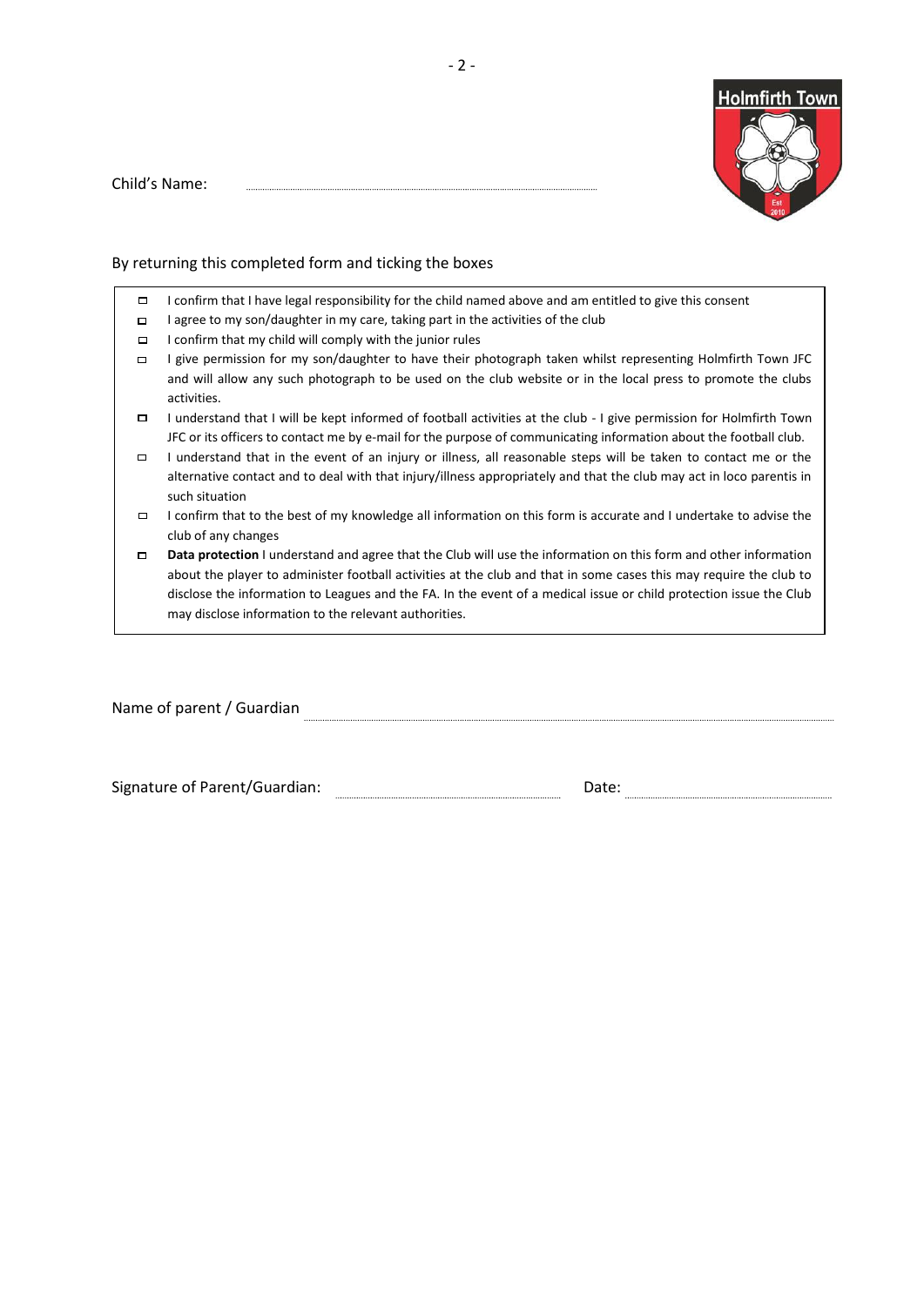Child's Name: ..............................................................................................

By returning this completed form and ticking the boxes

- ☐ I confirm that I have legal responsibility for the child named above and am entitled to give this consent
- ☐ I agree to my son/daughter in my care, taking part in the activities of the club
- ☐ I confirm that my child will comply with the junior rules
- ☐ I give permission for my son/daughter to have their photograph taken whilst representing Holmfirth Town JFC and will allow any such photograph to be used on the club website or in the local press to promote the clubs activities.
- ☐ I understand that I will be kept informed of football activities at the club - I give permission for Holmfirth Town JFC or its officers to contact me by e-mail for the purpose of communicating information about the football club.
- ☐ I understand that in the event of an injury or illness, all reasonable steps will be taken to contact me or the alternative contact and to deal with that injury/illness appropriately and that the club may act in loco parentis in such situation
- ☐ I confirm that to the best of my knowledge all information on this form is accurate and I undertake to advise the club of any changes
- ☐ **Data protection** I understand and agree that the Club will use the information on this form and other information about the player to administer football activities at the club and that in some cases this may require the club to disclose the information to Leagues and the FA. In the event of a medical issue or child protection issue the Club may disclose information to the relevant authorities.

Name of parent / Guardian ..............................................................................................

Signature of Parent/Guardian: .............................................. Date: ..............................................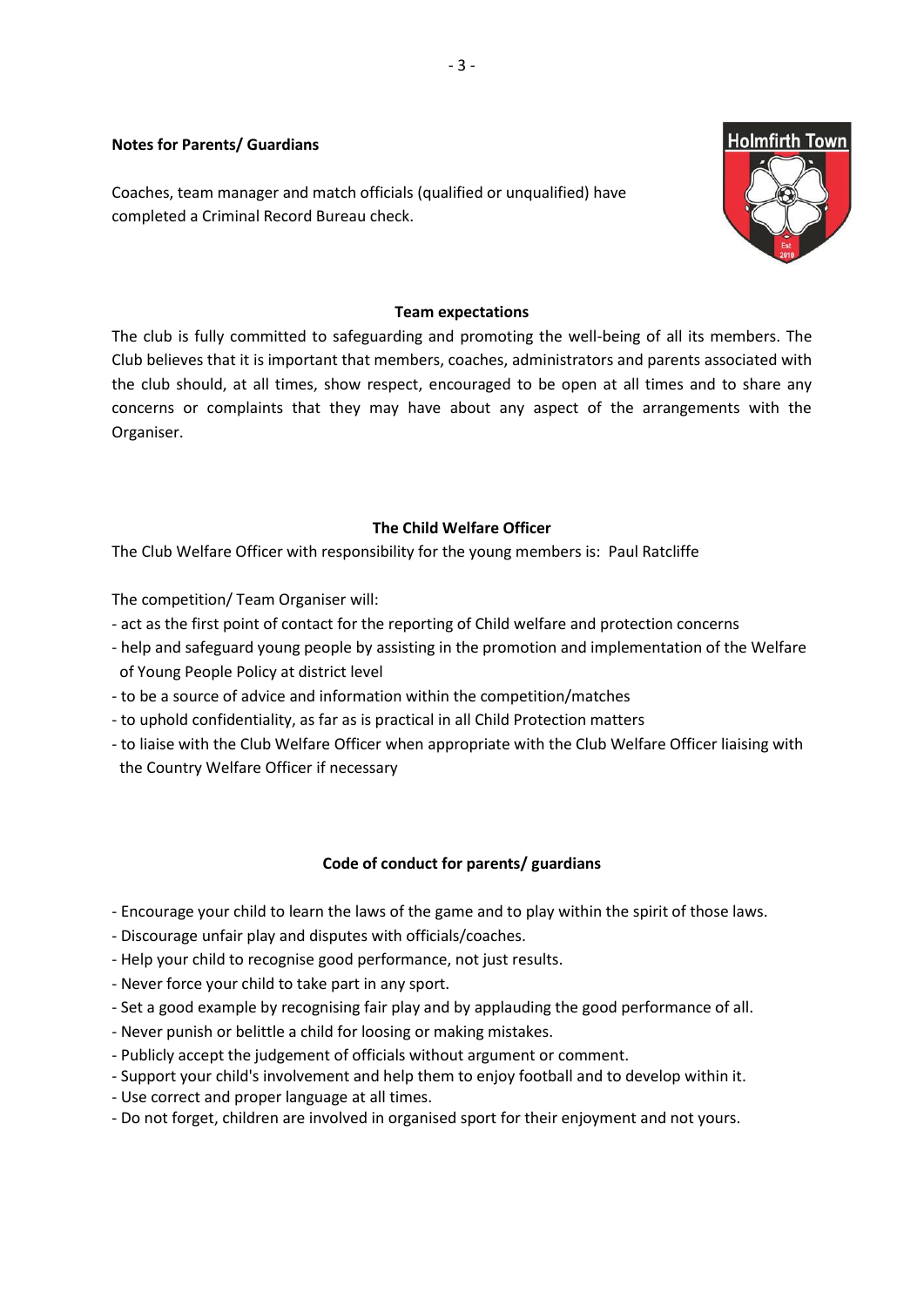**Notes for Parents/ Guardians**

Coaches, team manager and match officials (qualified or unqualified) have completed a Criminal Record Bureau check.

**Team expectations**

The club is fully committed to safeguarding and promoting the well-being of all its members. The Club believes that it is important that members, coaches, administrators and parents associated with the club should, at all times, show respect, encouraged to be open at all times and to share any concerns or complaints that they may have about any aspect of the arrangements with the Organiser.

**The Child Welfare Officer**

The Club Welfare Officer with responsibility for the young members is: Paul Ratcliffe

The competition/ Team Organiser will:

- act as the first point of contact for the reporting of Child welfare and protection concerns
- help and safeguard young people by assisting in the promotion and implementation of the Welfare of Young People Policy at district level
- to be a source of advice and information within the competition/matches
- to uphold confidentiality, as far as is practical in all Child Protection matters
- to liaise with the Club Welfare Officer when appropriate with the Club Welfare Officer liaising with the Country Welfare Officer if necessary

**Code of conduct for parents/ guardians**

- Encourage your child to learn the laws of the game and to play within the spirit of those laws.
- Discourage unfair play and disputes with officials/coaches.
- Help your child to recognise good performance, not just results.
- Never force your child to take part in any sport.
- Set a good example by recognising fair play and by applauding the good performance of all.
- Never punish or belittle a child for loosing or making mistakes.
- Publicly accept the judgement of officials without argument or comment.
- Support your child's involvement and help them to enjoy football and to develop within it.
- Use correct and proper language at all times.
- Do not forget, children are involved in organised sport for their enjoyment and not yours.